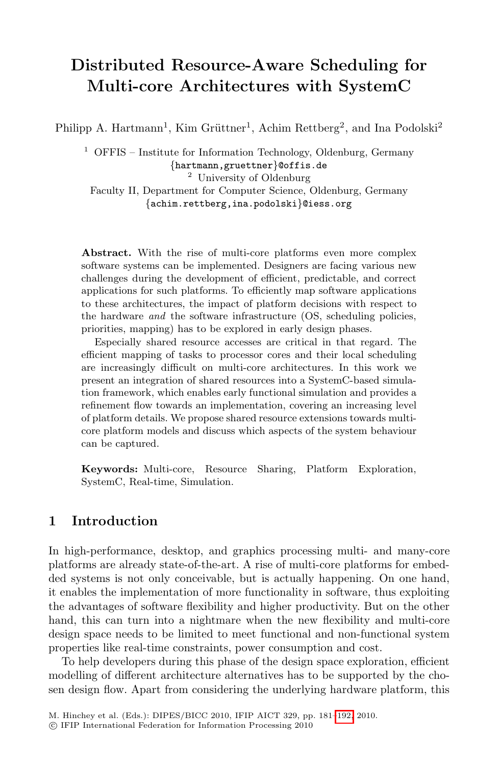# Distributed Resource-Aware Scheduling for Multi-core Architectures with SystemC

Philipp A. Hartmann[1], Kim Grüttner[1], Achim Rettberg[2], and Ina Podolski[2]

[1] OFFIS – Institute for Information Technology, Oldenburg, Germany
{hartmann,gruettner}@offis.de

[2] University of Oldenburg
Faculty II, Department for Computer Science, Oldenburg, Germany
{achim.rettberg,ina.podolski}@iess.org

**Abstract.** With the rise of multi-core platforms even more complex software systems can be implemented. Designers are facing various new challenges during the development of efficient, predictable, and correct applications for such platforms. To efficiently map software applications to these architectures, the impact of platform decisions with respect to the hardware *and* the software infrastructure (OS, scheduling policies, priorities, mapping) has to be explored in early design phases.

Especially shared resource accesses are critical in that regard. The efficient mapping of tasks to processor cores and their local scheduling are increasingly difficult on multi-core architectures. In this work we present an integration of shared resources into a SystemC-based simulation framework, which enables early functional simulation and provides a refinement flow towards an implementation, covering an increasing level of platform details. We propose shared resource extensions towards multi-core platform models and discuss which aspects of the system behaviour can be captured.

**Keywords:** Multi-core, Resource Sharing, Platform Exploration, SystemC, Real-time, Simulation.

## 1 Introduction

In high-performance, desktop, and graphics processing multi- and many-core platforms are already state-of-the-art. A rise of multi-core platforms for embedded systems is not only conceivable, but is actually happening. On one hand, it enables the implementation of more functionality in software, thus exploiting the advantages of software flexibility and higher productivity. But on the other hand, this can turn into a nightmare when the new flexibility and multi-core design space needs to be limited to meet functional and non-functional system properties like real-time constraints, power consumption and cost.

To help developers during this phase of the design space exploration, efficient modelling of different architecture alternatives has to be supported by the chosen design flow. Apart from considering the underlying hardware platform, this

M. Hinchey et al. (Eds.): DIPES/BICC 2010, IFIP AICT 329, pp. 181–192, 2010.
© IFIP International Federation for Information Processing 2010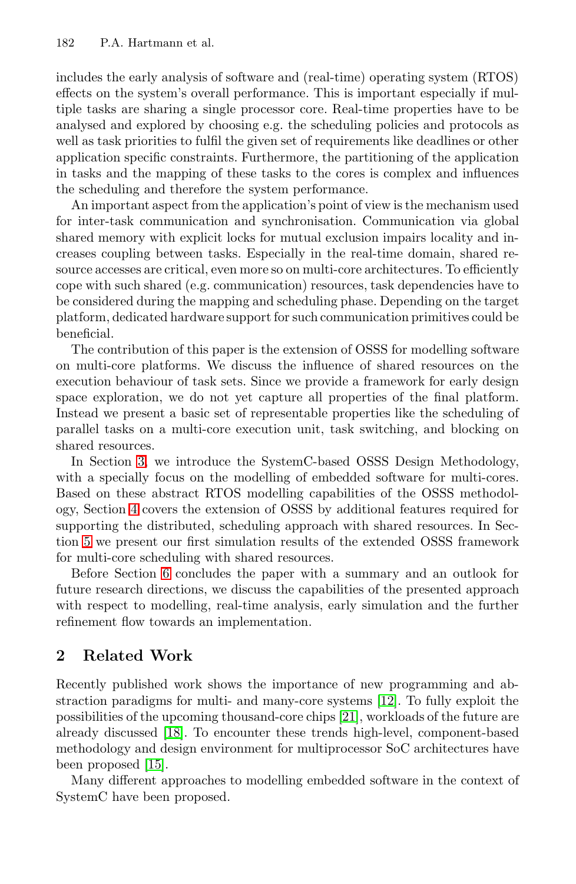includes the early analysis of software and (real-time) operating system (RTOS) effects on the system's overall performance. This is important especially if multiple tasks are sharing a single processor core. Real-time properties have to be analysed and explored by choosing e.g. the scheduling policies and protocols as well as task priorities to fulfil the given set of requirements like deadlines or other application specific constraints. Furthermore, the partitioning of the application in tasks and the mapping of these tasks to the cores is complex and influences the scheduling and therefore the system performance.

An important aspect from the application's point of view is the mechanism used for inter-task communication and synchronisation. Communication via global shared memory with explicit locks for mutual exclusion impairs locality and increases coupling between tasks. Especially in the real-time domain, shared resource accesses are critical, even more so on multi-core architectures. To efficiently cope with such shared (e.g. communication) resources, task dependencies have to be considered during the mapping and scheduling phase. Depending on the target platform, dedicated hardware support for such communication primitives could be beneficial.

The contribution of this paper is the extension of OSSS for modelling software on multi-core platforms. We discuss the influence of shared resources on the execution behaviour of task sets. Since we provide a framework for early design space exploration, we do not yet capture all properties of the final platform. Instead we present a basic set of representable properties like the scheduling of parallel tasks on a multi-core execution unit, task switching, and blocking on shared resources.

In Section 3, we introduce the SystemC-based OSSS Design Methodology, with a specially focus on the modelling of embedded software for multi-cores. Based on these abstract RTOS modelling capabilities of the OSSS methodology, Section 4 covers the extension of OSSS by additional features required for supporting the distributed, scheduling approach with shared resources. In Section 5 we present our first simulation results of the extended OSSS framework for multi-core scheduling with shared resources.

Before Section 6 concludes the paper with a summary and an outlook for future research directions, we discuss the capabilities of the presented approach with respect to modelling, real-time analysis, early simulation and the further refinement flow towards an implementation.

## 2 Related Work

Recently published work shows the importance of new programming and abstraction paradigms for multi- and many-core systems [12]. To fully exploit the possibilities of the upcoming thousand-core chips [21], workloads of the future are already discussed [18]. To encounter these trends high-level, component-based methodology and design environment for multiprocessor SoC architectures have been proposed [15].

Many different approaches to modelling embedded software in the context of SystemC have been proposed.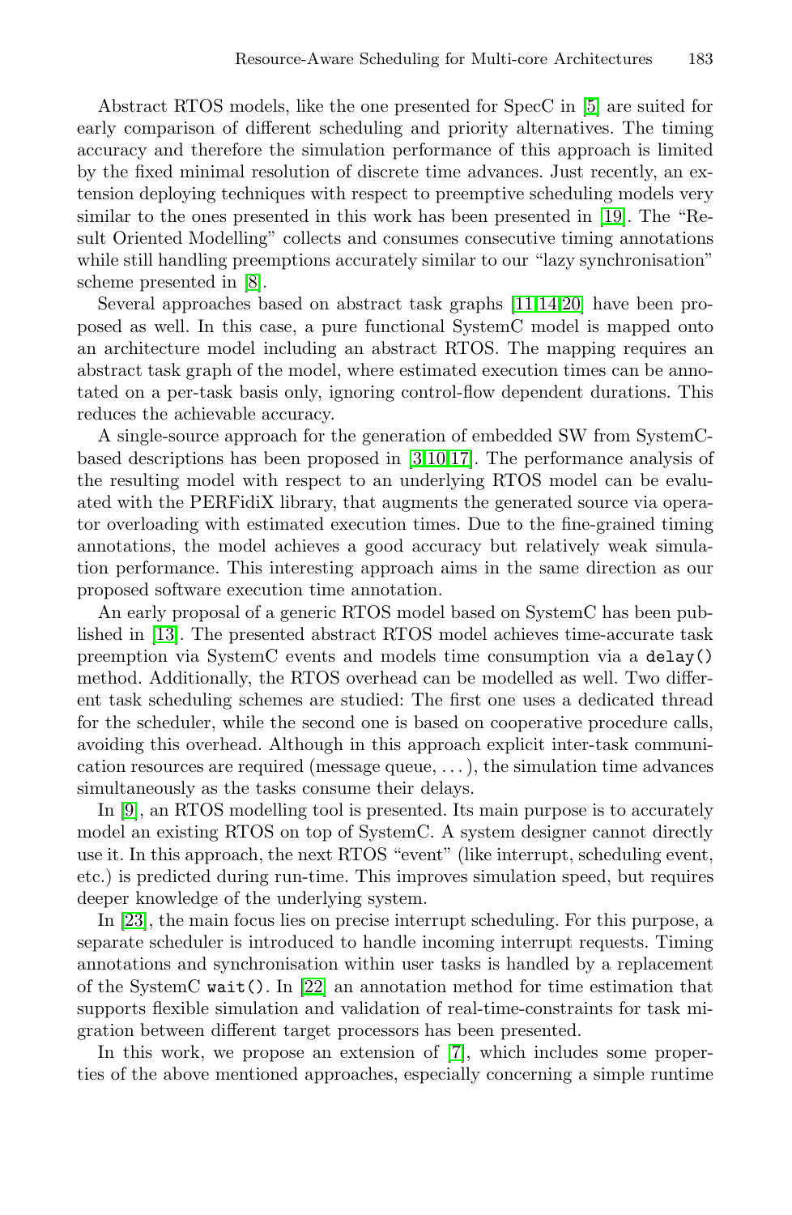Abstract RTOS models, like the one presented for SpecC in [5] are suited for early comparison of different scheduling and priority alternatives. The timing accuracy and therefore the simulation performance of this approach is limited by the fixed minimal resolution of discrete time advances. Just recently, an extension deploying techniques with respect to preemptive scheduling models very similar to the ones presented in this work has been presented in [19]. The "Result Oriented Modelling" collects and consumes consecutive timing annotations while still handling preemptions accurately similar to our "lazy synchronisation" scheme presented in [8].

Several approaches based on abstract task graphs [11,14,20] have been proposed as well. In this case, a pure functional SystemC model is mapped onto an architecture model including an abstract RTOS. The mapping requires an abstract task graph of the model, where estimated execution times can be annotated on a per-task basis only, ignoring control-flow dependent durations. This reduces the achievable accuracy.

A single-source approach for the generation of embedded SW from SystemC-based descriptions has been proposed in [3,10,17]. The performance analysis of the resulting model with respect to an underlying RTOS model can be evaluated with the PERFidiX library, that augments the generated source via operator overloading with estimated execution times. Due to the fine-grained timing annotations, the model achieves a good accuracy but relatively weak simulation performance. This interesting approach aims in the same direction as our proposed software execution time annotation.

An early proposal of a generic RTOS model based on SystemC has been published in [13]. The presented abstract RTOS model achieves time-accurate task preemption via SystemC events and models time consumption via a `delay()` method. Additionally, the RTOS overhead can be modelled as well. Two different task scheduling schemes are studied: The first one uses a dedicated thread for the scheduler, while the second one is based on cooperative procedure calls, avoiding this overhead. Although in this approach explicit inter-task communication resources are required (message queue, ...), the simulation time advances simultaneously as the tasks consume their delays.

In [9], an RTOS modelling tool is presented. Its main purpose is to accurately model an existing RTOS on top of SystemC. A system designer cannot directly use it. In this approach, the next RTOS "event" (like interrupt, scheduling event, etc.) is predicted during run-time. This improves simulation speed, but requires deeper knowledge of the underlying system.

In [23], the main focus lies on precise interrupt scheduling. For this purpose, a separate scheduler is introduced to handle incoming interrupt requests. Timing annotations and synchronisation within user tasks is handled by a replacement of the SystemC `wait()`. In [22] an annotation method for time estimation that supports flexible simulation and validation of real-time-constraints for task migration between different target processors has been presented.

In this work, we propose an extension of [7], which includes some properties of the above mentioned approaches, especially concerning a simple runtime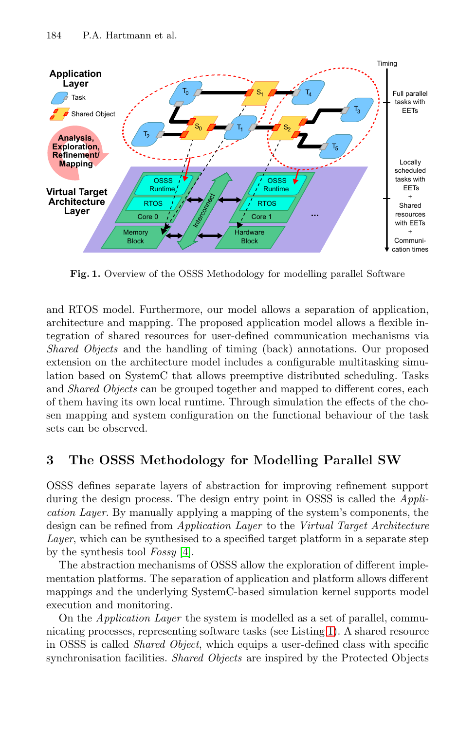Fig. 1. Overview of the OSSS Methodology for modelling parallel Software

and RTOS model. Furthermore, our model allows a separation of application, architecture and mapping. The proposed application model allows a flexible integration of shared resources for user-defined communication mechanisms via *Shared Objects* and the handling of timing (back) annotations. Our proposed extension on the architecture model includes a configurable multitasking simulation based on SystemC that allows preemptive distributed scheduling. Tasks and *Shared Objects* can be grouped together and mapped to different cores, each of them having its own local runtime. Through simulation the effects of the chosen mapping and system configuration on the functional behaviour of the task sets can be observed.

## 3 The OSSS Methodology for Modelling Parallel SW

OSSS defines separate layers of abstraction for improving refinement support during the design process. The design entry point in OSSS is called the *Application Layer*. By manually applying a mapping of the system's components, the design can be refined from *Application Layer* to the *Virtual Target Architecture Layer*, which can be synthesised to a specified target platform in a separate step by the synthesis tool *Fossy* [4].

The abstraction mechanisms of OSSS allow the exploration of different implementation platforms. The separation of application and platform allows different mappings and the underlying SystemC-based simulation kernel supports model execution and monitoring.

On the *Application Layer* the system is modelled as a set of parallel, communicating processes, representing software tasks (see Listing 1). A shared resource in OSSS is called *Shared Object*, which equips a user-defined class with specific synchronisation facilities. *Shared Objects* are inspired by the Protected Objects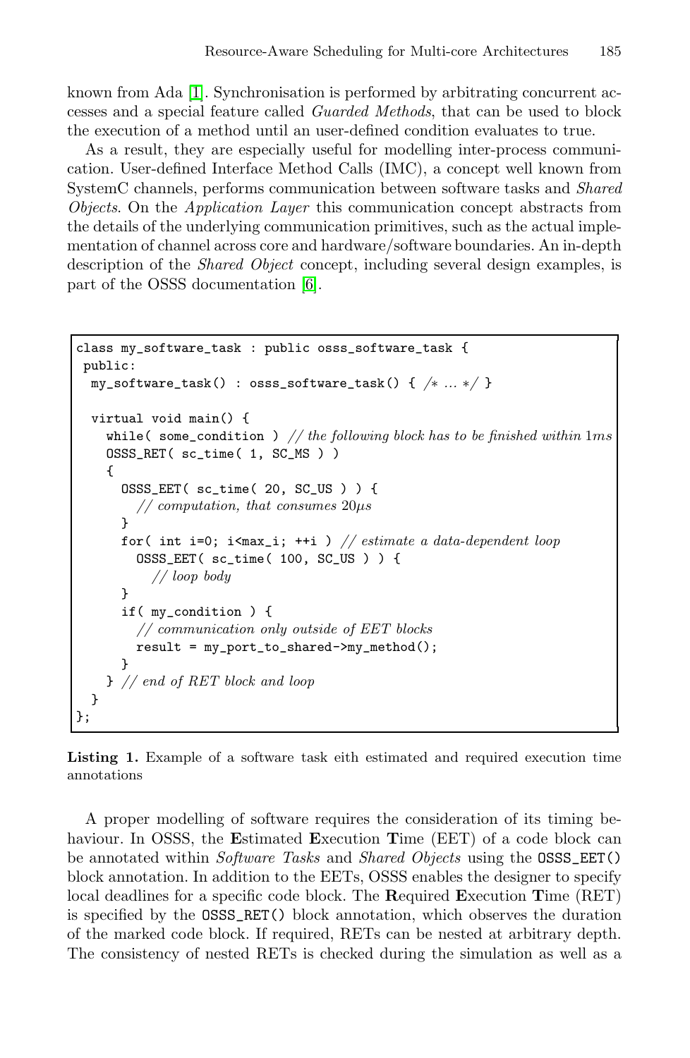known from Ada [1]. Synchronisation is performed by arbitrating concurrent accesses and a special feature called *Guarded Methods*, that can be used to block the execution of a method until an user-defined condition evaluates to true.

As a result, they are especially useful for modelling inter-process communication. User-defined Interface Method Calls (IMC), a concept well known from SystemC channels, performs communication between software tasks and *Shared Objects*. On the *Application Layer* this communication concept abstracts from the details of the underlying communication primitives, such as the actual implementation of channel across core and hardware/software boundaries. An in-depth description of the *Shared Object* concept, including several design examples, is part of the OSSS documentation [6].

```
class my_software_task : public osss_software_task {
 public:
  my_software_task() : osss_software_task() { /* ... */ }

  virtual void main() {
    while( some_condition ) // the following block has to be finished within 1ms
    OSSS_RET( sc_time( 1, SC_MS ) )
    {
      OSSS_EET( sc_time( 20, SC_US ) ) {
        // computation, that consumes 20µs
      }
      for( int i=0; i<max_i; ++i ) // estimate a data-dependent loop
        OSSS_EET( sc_time( 100, SC_US ) ) {
          // loop body
      }
      if( my_condition ) {
        // communication only outside of EET blocks
        result = my_port_to_shared->my_method();
      }
    } // end of RET block and loop
  }
};
```

**Listing 1.** Example of a software task eith estimated and required execution time annotations

A proper modelling of software requires the consideration of its timing behaviour. In OSSS, the **E**stimated **E**xecution **T**ime (EET) of a code block can be annotated within *Software Tasks* and *Shared Objects* using the `OSSS_EET()` block annotation. In addition to the EETs, OSSS enables the designer to specify local deadlines for a specific code block. The **R**equired **E**xecution **T**ime (RET) is specified by the `OSSS_RET()` block annotation, which observes the duration of the marked code block. If required, RETs can be nested at arbitrary depth. The consistency of nested RETs is checked during the simulation as well as a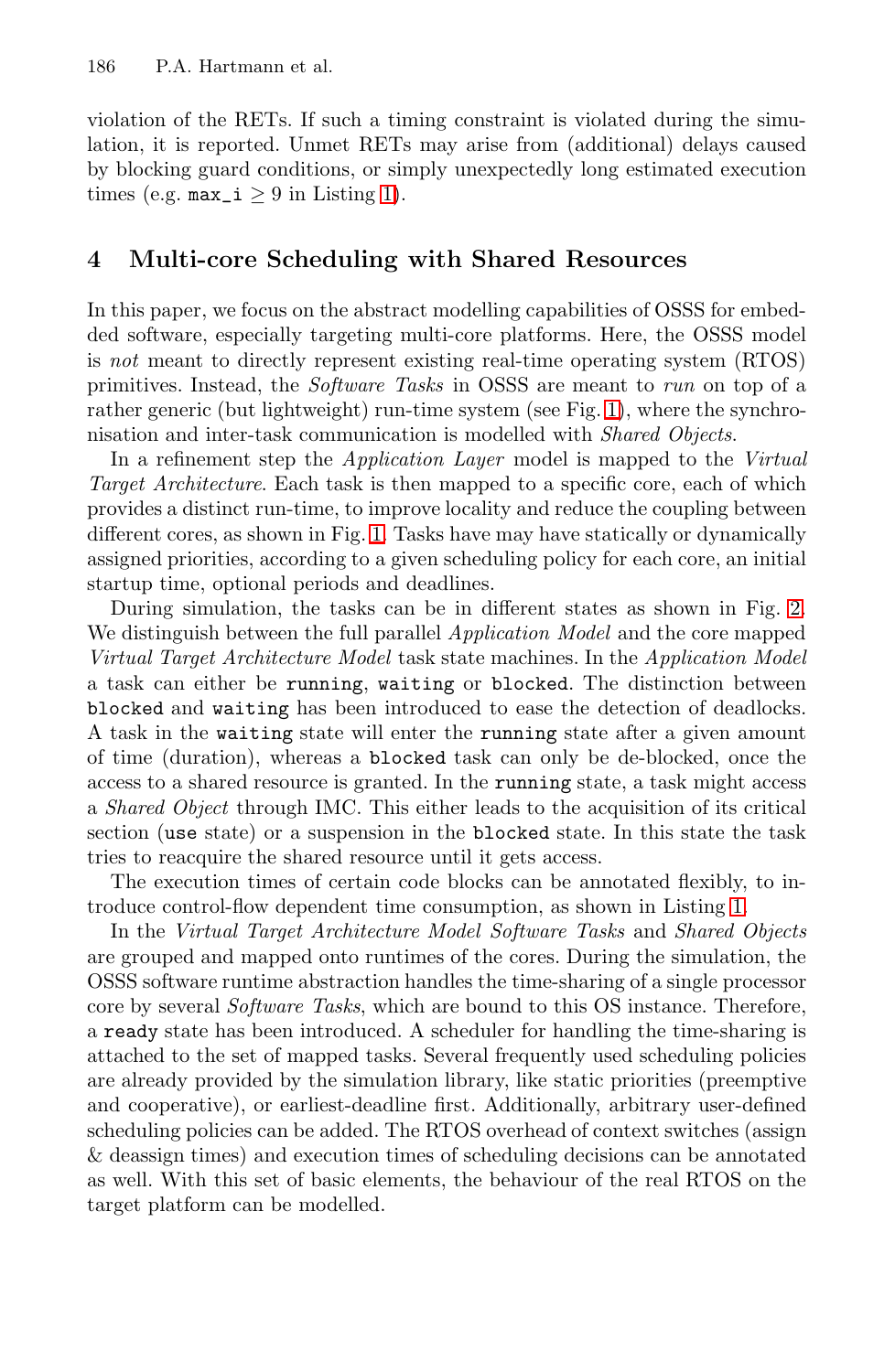violation of the RETs. If such a timing constraint is violated during the simulation, it is reported. Unmet RETs may arise from (additional) delays caused by blocking guard conditions, or simply unexpectedly long estimated execution times (e.g. `max_i` $\geq 9$ in Listing 1).

## 4 Multi-core Scheduling with Shared Resources

In this paper, we focus on the abstract modelling capabilities of OSSS for embedded software, especially targeting multi-core platforms. Here, the OSSS model is *not* meant to directly represent existing real-time operating system (RTOS) primitives. Instead, the *Software Tasks* in OSSS are meant to *run* on top of a rather generic (but lightweight) run-time system (see Fig. 1), where the synchronisation and inter-task communication is modelled with *Shared Objects*.

In a refinement step the *Application Layer* model is mapped to the *Virtual Target Architecture*. Each task is then mapped to a specific core, each of which provides a distinct run-time, to improve locality and reduce the coupling between different cores, as shown in Fig. 1. Tasks have may have statically or dynamically assigned priorities, according to a given scheduling policy for each core, an initial startup time, optional periods and deadlines.

During simulation, the tasks can be in different states as shown in Fig. 2. We distinguish between the full parallel *Application Model* and the core mapped *Virtual Target Architecture Model* task state machines. In the *Application Model* a task can either be `running`, `waiting` or `blocked`. The distinction between `blocked` and `waiting` has been introduced to ease the detection of deadlocks. A task in the `waiting` state will enter the `running` state after a given amount of time (duration), whereas a `blocked` task can only be de-blocked, once the access to a shared resource is granted. In the `running` state, a task might access a *Shared Object* through IMC. This either leads to the acquisition of its critical section (`use` state) or a suspension in the `blocked` state. In this state the task tries to reacquire the shared resource until it gets access.

The execution times of certain code blocks can be annotated flexibly, to introduce control-flow dependent time consumption, as shown in Listing 1.

In the *Virtual Target Architecture Model Software Tasks* and *Shared Objects* are grouped and mapped onto runtimes of the cores. During the simulation, the OSSS software runtime abstraction handles the time-sharing of a single processor core by several *Software Tasks*, which are bound to this OS instance. Therefore, a `ready` state has been introduced. A scheduler for handling the time-sharing is attached to the set of mapped tasks. Several frequently used scheduling policies are already provided by the simulation library, like static priorities (preemptive and cooperative), or earliest-deadline first. Additionally, arbitrary user-defined scheduling policies can be added. The RTOS overhead of context switches (assign & deassign times) and execution times of scheduling decisions can be annotated as well. With this set of basic elements, the behaviour of the real RTOS on the target platform can be modelled.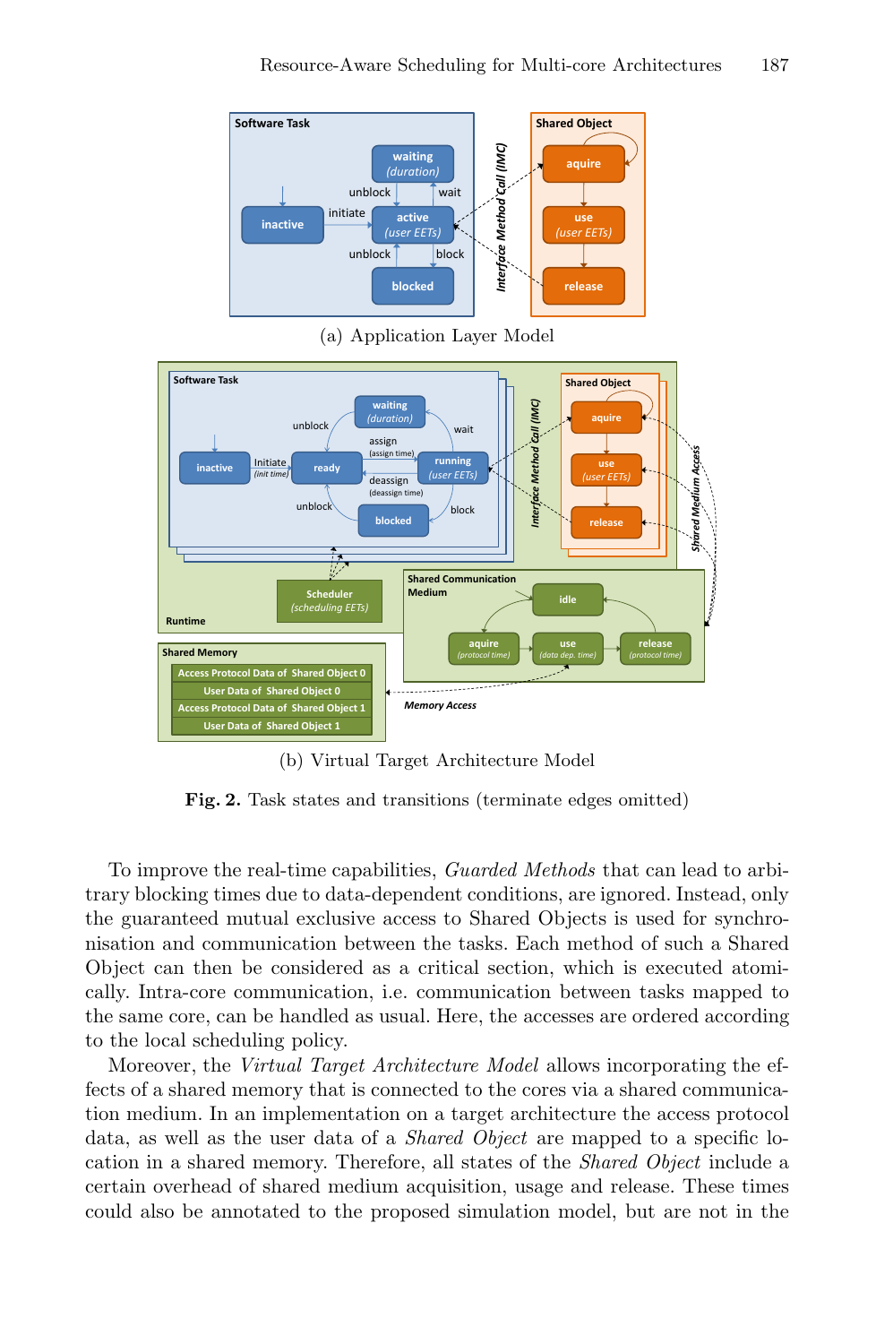(a) Application Layer Model

(b) Virtual Target Architecture Model

**Fig. 2.** Task states and transitions (terminate edges omitted)

To improve the real-time capabilities, *Guarded Methods* that can lead to arbitrary blocking times due to data-dependent conditions, are ignored. Instead, only the guaranteed mutual exclusive access to Shared Objects is used for synchronisation and communication between the tasks. Each method of such a Shared Object can then be considered as a critical section, which is executed atomically. Intra-core communication, i.e. communication between tasks mapped to the same core, can be handled as usual. Here, the accesses are ordered according to the local scheduling policy.

Moreover, the *Virtual Target Architecture Model* allows incorporating the effects of a shared memory that is connected to the cores via a shared communication medium. In an implementation on a target architecture the access protocol data, as well as the user data of a *Shared Object* are mapped to a specific location in a shared memory. Therefore, all states of the *Shared Object* include a certain overhead of shared medium acquisition, usage and release. These times could also be annotated to the proposed simulation model, but are not in the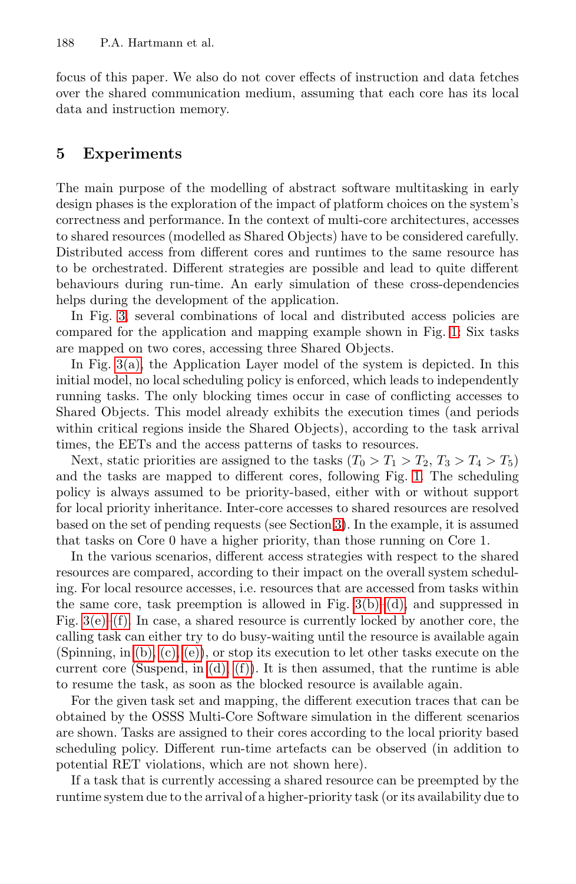focus of this paper. We also do not cover effects of instruction and data fetches over the shared communication medium, assuming that each core has its local data and instruction memory.

## 5 Experiments

The main purpose of the modelling of abstract software multitasking in early design phases is the exploration of the impact of platform choices on the system's correctness and performance. In the context of multi-core architectures, accesses to shared resources (modelled as Shared Objects) have to be considered carefully. Distributed access from different cores and runtimes to the same resource has to be orchestrated. Different strategies are possible and lead to quite different behaviours during run-time. An early simulation of these cross-dependencies helps during the development of the application.

In Fig. 3, several combinations of local and distributed access policies are compared for the application and mapping example shown in Fig. 1: Six tasks are mapped on two cores, accessing three Shared Objects.

In Fig. 3(a), the Application Layer model of the system is depicted. In this initial model, no local scheduling policy is enforced, which leads to independently running tasks. The only blocking times occur in case of conflicting accesses to Shared Objects. This model already exhibits the execution times (and periods within critical regions inside the Shared Objects), according to the task arrival times, the EETs and the access patterns of tasks to resources.

Next, static priorities are assigned to the tasks ($T_0 > T_1 > T_2$, $T_3 > T_4 > T_5$) and the tasks are mapped to different cores, following Fig. 1. The scheduling policy is always assumed to be priority-based, either with or without support for local priority inheritance. Inter-core accesses to shared resources are resolved based on the set of pending requests (see Section 3). In the example, it is assumed that tasks on Core 0 have a higher priority, than those running on Core 1.

In the various scenarios, different access strategies with respect to the shared resources are compared, according to their impact on the overall system scheduling. For local resource accesses, i.e. resources that are accessed from tasks within the same core, task preemption is allowed in Fig. 3(b)–(d), and suppressed in Fig. 3(e)–(f). In case, a shared resource is currently locked by another core, the calling task can either try to do busy-waiting until the resource is available again (Spinning, in (b), (c), (e)), or stop its execution to let other tasks execute on the current core (Suspend, in (d), (f)). It is then assumed, that the runtime is able to resume the task, as soon as the blocked resource is available again.

For the given task set and mapping, the different execution traces that can be obtained by the OSSS Multi-Core Software simulation in the different scenarios are shown. Tasks are assigned to their cores according to the local priority based scheduling policy. Different run-time artefacts can be observed (in addition to potential RET violations, which are not shown here).

If a task that is currently accessing a shared resource can be preempted by the runtime system due to the arrival of a higher-priority task (or its availability due to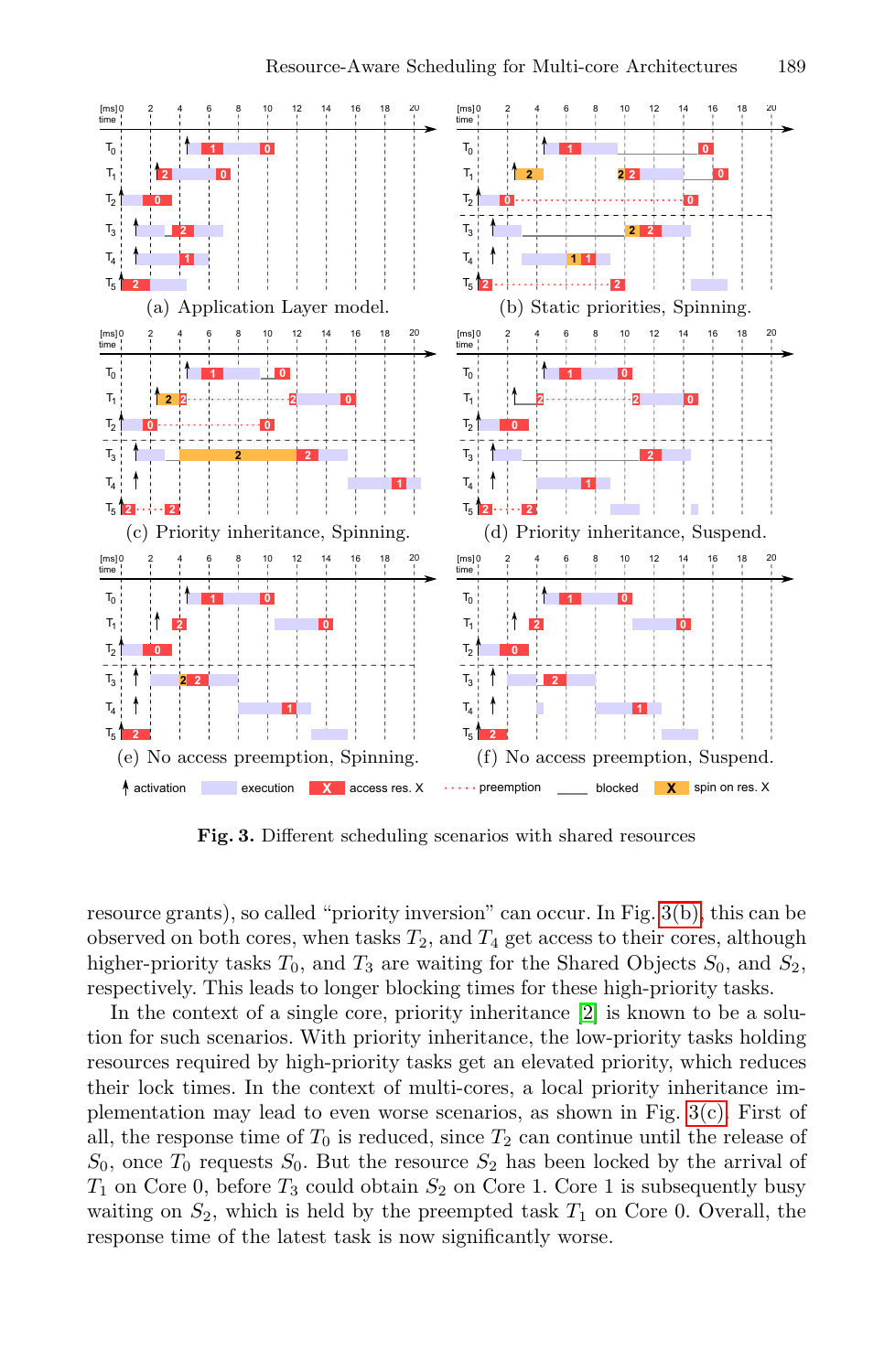(a) Application Layer model.

(b) Static priorities, Spinning.

(c) Priority inheritance, Spinning.

(d) Priority inheritance, Suspend.

(e) No access preemption, Spinning.

(f) No access preemption, Suspend.

**Fig. 3.** Different scheduling scenarios with shared resources

resource grants), so called "priority inversion" can occur. In Fig. 3(b), this can be observed on both cores, when tasks $T_2$, and $T_4$ get access to their cores, although higher-priority tasks $T_0$, and $T_3$ are waiting for the Shared Objects $S_0$, and $S_2$, respectively. This leads to longer blocking times for these high-priority tasks.

In the context of a single core, priority inheritance [2] is known to be a solution for such scenarios. With priority inheritance, the low-priority tasks holding resources required by high-priority tasks get an elevated priority, which reduces their lock times. In the context of multi-cores, a local priority inheritance implementation may lead to even worse scenarios, as shown in Fig. 3(c). First of all, the response time of $T_0$ is reduced, since $T_2$ can continue until the release of $S_0$, once $T_0$ requests $S_0$. But the resource $S_2$ has been locked by the arrival of $T_1$ on Core 0, before $T_3$ could obtain $S_2$ on Core 1. Core 1 is subsequently busy waiting on $S_2$, which is held by the preempted task $T_1$ on Core 0. Overall, the response time of the latest task is now significantly worse.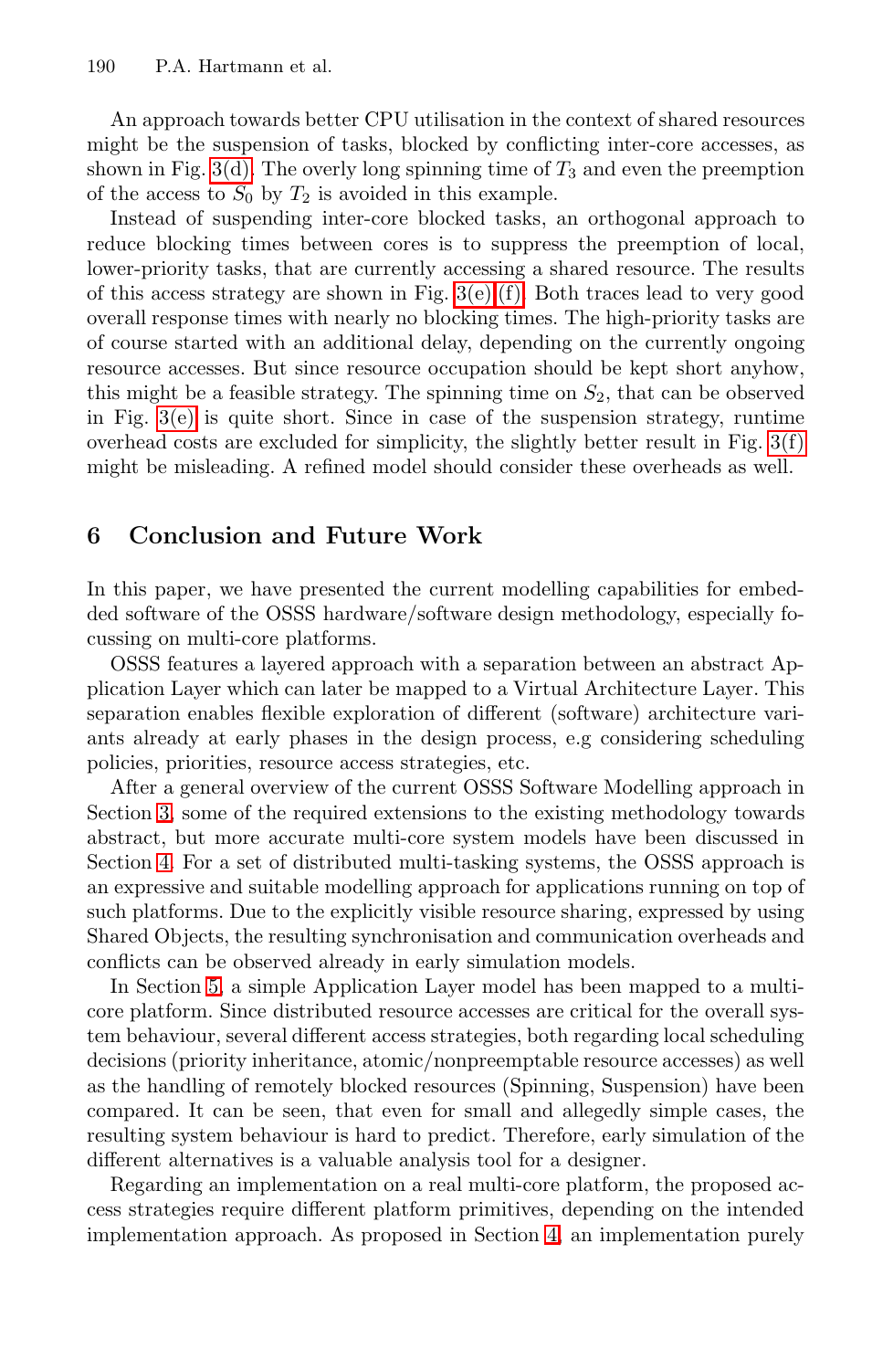An approach towards better CPU utilisation in the context of shared resources might be the suspension of tasks, blocked by conflicting inter-core accesses, as shown in Fig. 3(d). The overly long spinning time of $T_3$ and even the preemption of the access to $S_0$ by $T_2$ is avoided in this example.

Instead of suspending inter-core blocked tasks, an orthogonal approach to reduce blocking times between cores is to suppress the preemption of local, lower-priority tasks, that are currently accessing a shared resource. The results of this access strategy are shown in Fig. 3(e),(f). Both traces lead to very good overall response times with nearly no blocking times. The high-priority tasks are of course started with an additional delay, depending on the currently ongoing resource accesses. But since resource occupation should be kept short anyhow, this might be a feasible strategy. The spinning time on $S_2$, that can be observed in Fig. 3(e) is quite short. Since in case of the suspension strategy, runtime overhead costs are excluded for simplicity, the slightly better result in Fig. 3(f) might be misleading. A refined model should consider these overheads as well.

## 6 Conclusion and Future Work

In this paper, we have presented the current modelling capabilities for embedded software of the OSSS hardware/software design methodology, especially focussing on multi-core platforms.

OSSS features a layered approach with a separation between an abstract Application Layer which can later be mapped to a Virtual Architecture Layer. This separation enables flexible exploration of different (software) architecture variants already at early phases in the design process, e.g considering scheduling policies, priorities, resource access strategies, etc.

After a general overview of the current OSSS Software Modelling approach in Section 3, some of the required extensions to the existing methodology towards abstract, but more accurate multi-core system models have been discussed in Section 4. For a set of distributed multi-tasking systems, the OSSS approach is an expressive and suitable modelling approach for applications running on top of such platforms. Due to the explicitly visible resource sharing, expressed by using Shared Objects, the resulting synchronisation and communication overheads and conflicts can be observed already in early simulation models.

In Section 5, a simple Application Layer model has been mapped to a multi-core platform. Since distributed resource accesses are critical for the overall system behaviour, several different access strategies, both regarding local scheduling decisions (priority inheritance, atomic/nonpreemptable resource accesses) as well as the handling of remotely blocked resources (Spinning, Suspension) have been compared. It can be seen, that even for small and allegedly simple cases, the resulting system behaviour is hard to predict. Therefore, early simulation of the different alternatives is a valuable analysis tool for a designer.

Regarding an implementation on a real multi-core platform, the proposed access strategies require different platform primitives, depending on the intended implementation approach. As proposed in Section 4, an implementation purely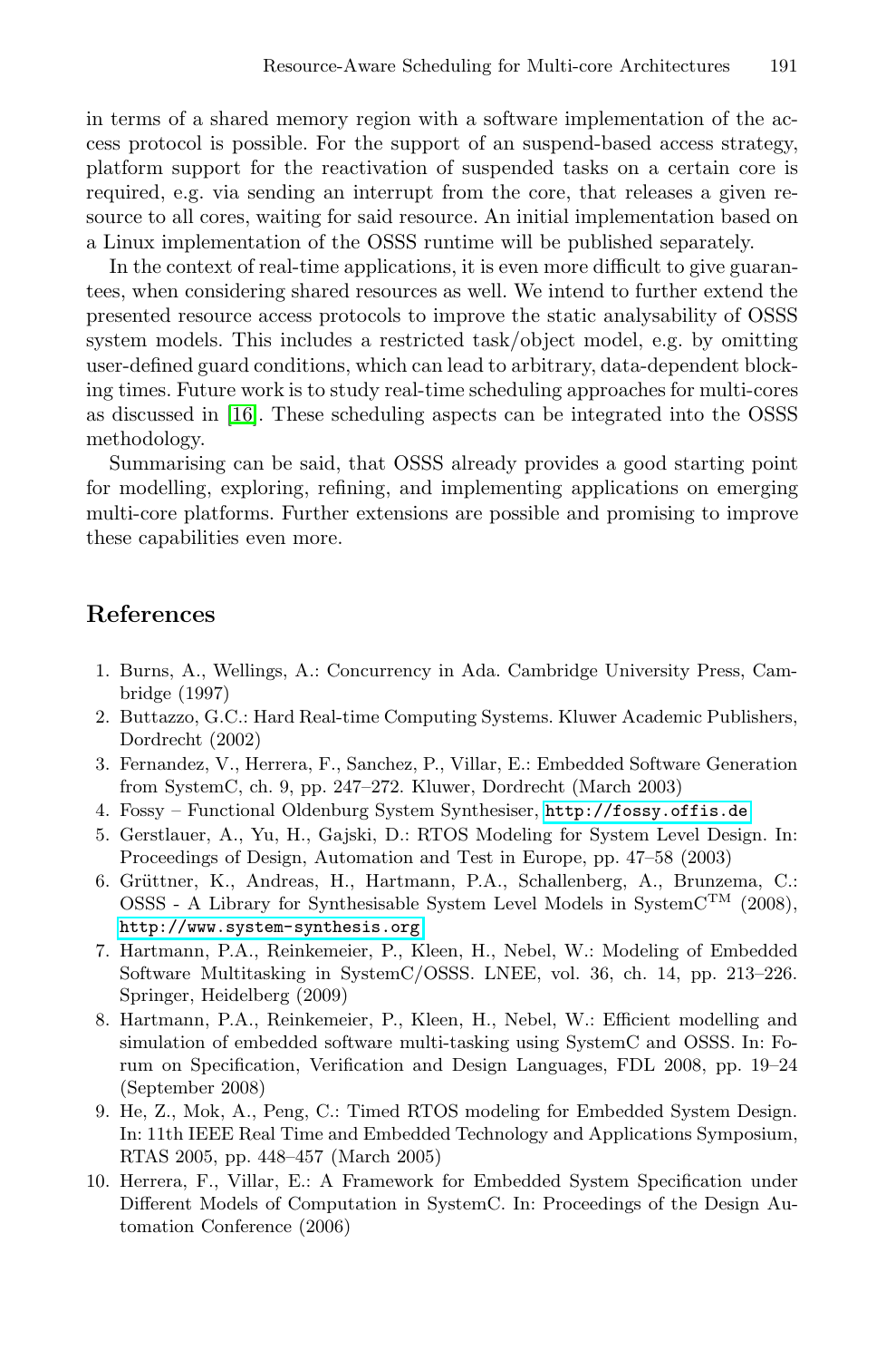in terms of a shared memory region with a software implementation of the access protocol is possible. For the support of an suspend-based access strategy, platform support for the reactivation of suspended tasks on a certain core is required, e.g. via sending an interrupt from the core, that releases a given resource to all cores, waiting for said resource. An initial implementation based on a Linux implementation of the OSSS runtime will be published separately.

In the context of real-time applications, it is even more difficult to give guarantees, when considering shared resources as well. We intend to further extend the presented resource access protocols to improve the static analysability of OSSS system models. This includes a restricted task/object model, e.g. by omitting user-defined guard conditions, which can lead to arbitrary, data-dependent blocking times. Future work is to study real-time scheduling approaches for multi-cores as discussed in [16]. These scheduling aspects can be integrated into the OSSS methodology.

Summarising can be said, that OSSS already provides a good starting point for modelling, exploring, refining, and implementing applications on emerging multi-core platforms. Further extensions are possible and promising to improve these capabilities even more.

## References

1. Burns, A., Wellings, A.: Concurrency in Ada. Cambridge University Press, Cambridge (1997)
2. Buttazzo, G.C.: Hard Real-time Computing Systems. Kluwer Academic Publishers, Dordrecht (2002)
3. Fernandez, V., Herrera, F., Sanchez, P., Villar, E.: Embedded Software Generation from SystemC, ch. 9, pp. 247–272. Kluwer, Dordrecht (March 2003)
4. Fossy – Functional Oldenburg System Synthesiser, http://fossy.offis.de
5. Gerstlauer, A., Yu, H., Gajski, D.: RTOS Modeling for System Level Design. In: Proceedings of Design, Automation and Test in Europe, pp. 47–58 (2003)
6. Grüttner, K., Andreas, H., Hartmann, P.A., Schallenberg, A., Brunzema, C.: OSSS - A Library for Synthesisable System Level Models in SystemC™ (2008), http://www.system-synthesis.org
7. Hartmann, P.A., Reinkemeier, P., Kleen, H., Nebel, W.: Modeling of Embedded Software Multitasking in SystemC/OSSS. LNEE, vol. 36, ch. 14, pp. 213–226. Springer, Heidelberg (2009)
8. Hartmann, P.A., Reinkemeier, P., Kleen, H., Nebel, W.: Efficient modelling and simulation of embedded software multi-tasking using SystemC and OSSS. In: Forum on Specification, Verification and Design Languages, FDL 2008, pp. 19–24 (September 2008)
9. He, Z., Mok, A., Peng, C.: Timed RTOS modeling for Embedded System Design. In: 11th IEEE Real Time and Embedded Technology and Applications Symposium, RTAS 2005, pp. 448–457 (March 2005)
10. Herrera, F., Villar, E.: A Framework for Embedded System Specification under Different Models of Computation in SystemC. In: Proceedings of the Design Automation Conference (2006)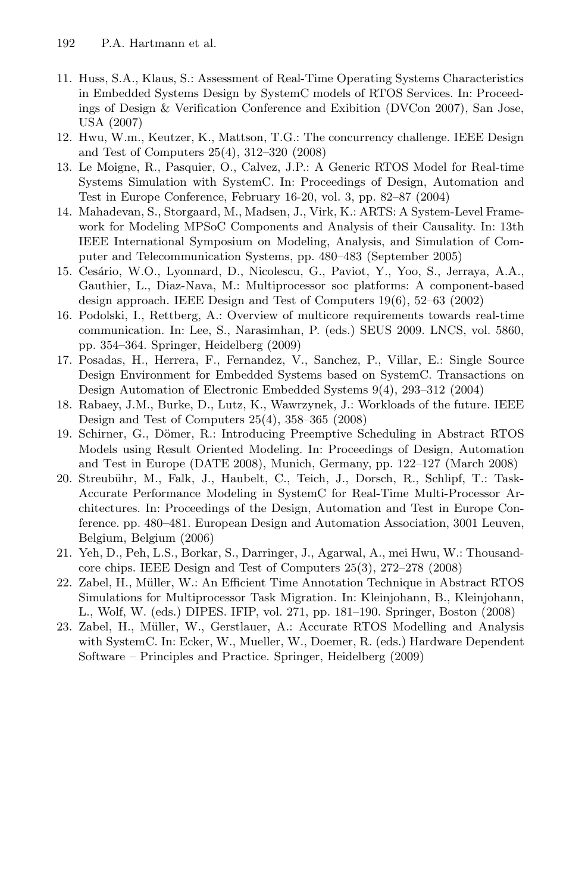11. Huss, S.A., Klaus, S.: Assessment of Real-Time Operating Systems Characteristics in Embedded Systems Design by SystemC models of RTOS Services. In: Proceedings of Design & Verification Conference and Exibition (DVCon 2007), San Jose, USA (2007)
12. Hwu, W.m., Keutzer, K., Mattson, T.G.: The concurrency challenge. IEEE Design and Test of Computers 25(4), 312–320 (2008)
13. Le Moigne, R., Pasquier, O., Calvez, J.P.: A Generic RTOS Model for Real-time Systems Simulation with SystemC. In: Proceedings of Design, Automation and Test in Europe Conference, February 16-20, vol. 3, pp. 82–87 (2004)
14. Mahadevan, S., Storgaard, M., Madsen, J., Virk, K.: ARTS: A System-Level Framework for Modeling MPSoC Components and Analysis of their Causality. In: 13th IEEE International Symposium on Modeling, Analysis, and Simulation of Computer and Telecommunication Systems, pp. 480–483 (September 2005)
15. Cesário, W.O., Lyonnard, D., Nicolescu, G., Paviot, Y., Yoo, S., Jerraya, A.A., Gauthier, L., Diaz-Nava, M.: Multiprocessor soc platforms: A component-based design approach. IEEE Design and Test of Computers 19(6), 52–63 (2002)
16. Podolski, I., Rettberg, A.: Overview of multicore requirements towards real-time communication. In: Lee, S., Narasimhan, P. (eds.) SEUS 2009. LNCS, vol. 5860, pp. 354–364. Springer, Heidelberg (2009)
17. Posadas, H., Herrera, F., Fernandez, V., Sanchez, P., Villar, E.: Single Source Design Environment for Embedded Systems based on SystemC. Transactions on Design Automation of Electronic Embedded Systems 9(4), 293–312 (2004)
18. Rabaey, J.M., Burke, D., Lutz, K., Wawrzynek, J.: Workloads of the future. IEEE Design and Test of Computers 25(4), 358–365 (2008)
19. Schirner, G., Dömer, R.: Introducing Preemptive Scheduling in Abstract RTOS Models using Result Oriented Modeling. In: Proceedings of Design, Automation and Test in Europe (DATE 2008), Munich, Germany, pp. 122–127 (March 2008)
20. Streubühr, M., Falk, J., Haubelt, C., Teich, J., Dorsch, R., Schlipf, T.: Task-Accurate Performance Modeling in SystemC for Real-Time Multi-Processor Architectures. In: Proceedings of the Design, Automation and Test in Europe Conference. pp. 480–481. European Design and Automation Association, 3001 Leuven, Belgium, Belgium (2006)
21. Yeh, D., Peh, L.S., Borkar, S., Darringer, J., Agarwal, A., mei Hwu, W.: Thousand-core chips. IEEE Design and Test of Computers 25(3), 272–278 (2008)
22. Zabel, H., Müller, W.: An Efficient Time Annotation Technique in Abstract RTOS Simulations for Multiprocessor Task Migration. In: Kleinjohann, B., Kleinjohann, L., Wolf, W. (eds.) DIPES. IFIP, vol. 271, pp. 181–190. Springer, Boston (2008)
23. Zabel, H., Müller, W., Gerstlauer, A.: Accurate RTOS Modelling and Analysis with SystemC. In: Ecker, W., Mueller, W., Doemer, R. (eds.) Hardware Dependent Software – Principles and Practice. Springer, Heidelberg (2009)